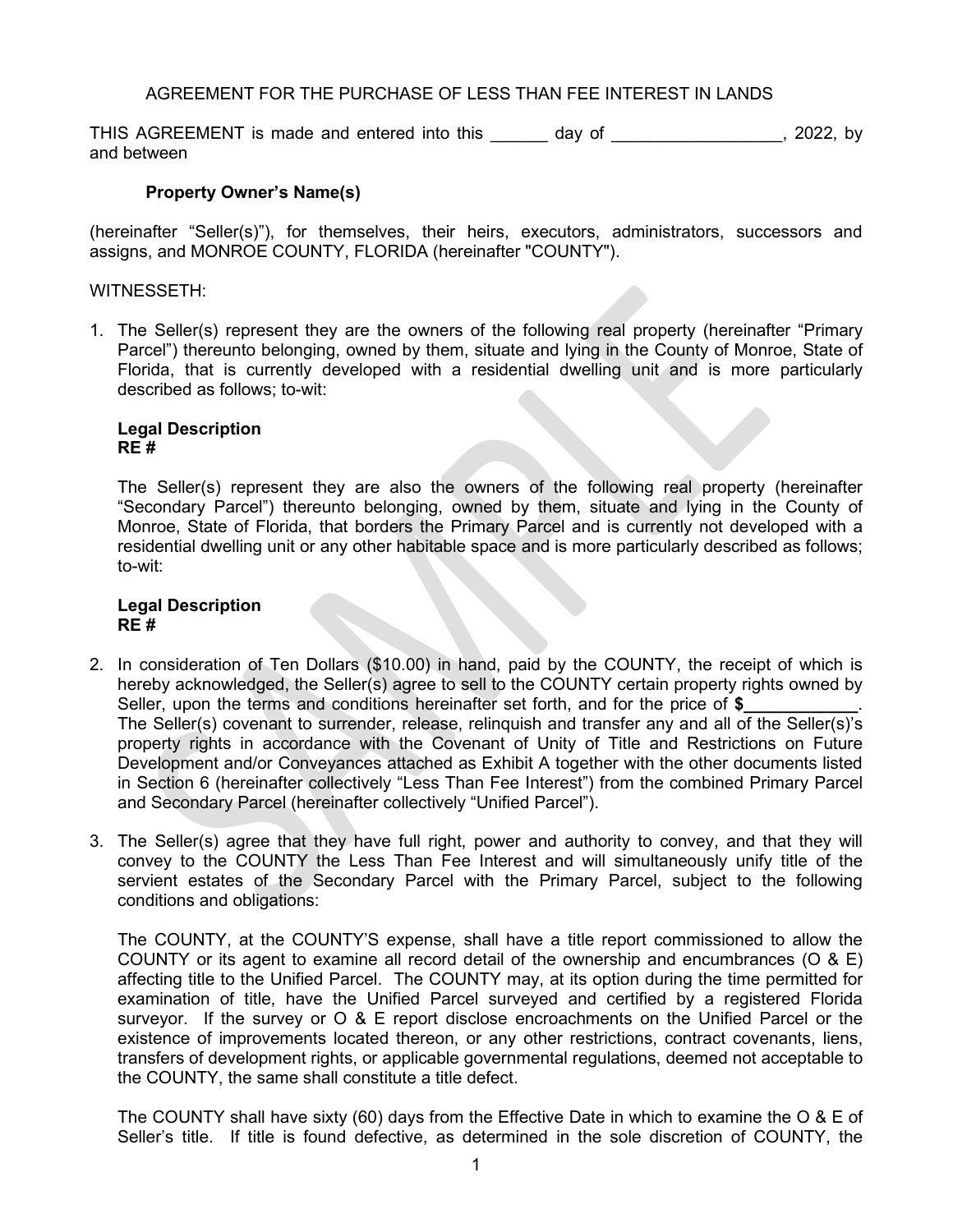AGREEMENT FOR THE PURCHASE OF LESS THAN FEE INTEREST IN LANDS

THIS AGREEMENT is made and entered into this ______ day of __________________, 2022, by and between

**Property Owner's Name(s)**

(hereinafter "Seller(s)"), for themselves, their heirs, executors, administrators, successors and assigns, and MONROE COUNTY, FLORIDA (hereinafter "COUNTY").

WITNESSETH:

1. The Seller(s) represent they are the owners of the following real property (hereinafter "Primary Parcel") thereunto belonging, owned by them, situate and lying in the County of Monroe, State of Florida, that is currently developed with a residential dwelling unit and is more particularly described as follows; to-wit:

   **Legal Description**
   **RE #**

   The Seller(s) represent they are also the owners of the following real property (hereinafter "Secondary Parcel") thereunto belonging, owned by them, situate and lying in the County of Monroe, State of Florida, that borders the Primary Parcel and is currently not developed with a residential dwelling unit or any other habitable space and is more particularly described as follows; to-wit:

   **Legal Description**
   **RE #**

2. In consideration of Ten Dollars ($10.00) in hand, paid by the COUNTY, the receipt of which is hereby acknowledged, the Seller(s) agree to sell to the COUNTY certain property rights owned by Seller, upon the terms and conditions hereinafter set forth, and for the price of **$____________**. The Seller(s) covenant to surrender, release, relinquish and transfer any and all of the Seller(s)'s property rights in accordance with the Covenant of Unity of Title and Restrictions on Future Development and/or Conveyances attached as Exhibit A together with the other documents listed in Section 6 (hereinafter collectively "Less Than Fee Interest") from the combined Primary Parcel and Secondary Parcel (hereinafter collectively "Unified Parcel").

3. The Seller(s) agree that they have full right, power and authority to convey, and that they will convey to the COUNTY the Less Than Fee Interest and will simultaneously unify title of the servient estates of the Secondary Parcel with the Primary Parcel, subject to the following conditions and obligations:

   The COUNTY, at the COUNTY'S expense, shall have a title report commissioned to allow the COUNTY or its agent to examine all record detail of the ownership and encumbrances (O & E) affecting title to the Unified Parcel. The COUNTY may, at its option during the time permitted for examination of title, have the Unified Parcel surveyed and certified by a registered Florida surveyor. If the survey or O & E report disclose encroachments on the Unified Parcel or the existence of improvements located thereon, or any other restrictions, contract covenants, liens, transfers of development rights, or applicable governmental regulations, deemed not acceptable to the COUNTY, the same shall constitute a title defect.

   The COUNTY shall have sixty (60) days from the Effective Date in which to examine the O & E of Seller's title. If title is found defective, as determined in the sole discretion of COUNTY, the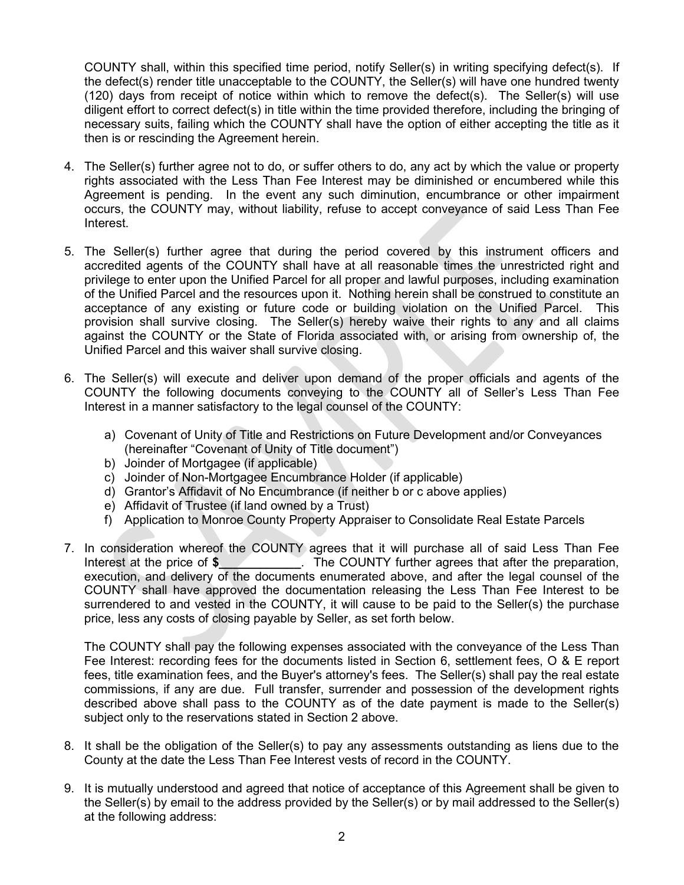COUNTY shall, within this specified time period, notify Seller(s) in writing specifying defect(s). If the defect(s) render title unacceptable to the COUNTY, the Seller(s) will have one hundred twenty (120) days from receipt of notice within which to remove the defect(s). The Seller(s) will use diligent effort to correct defect(s) in title within the time provided therefore, including the bringing of necessary suits, failing which the COUNTY shall have the option of either accepting the title as it then is or rescinding the Agreement herein.

4. The Seller(s) further agree not to do, or suffer others to do, any act by which the value or property rights associated with the Less Than Fee Interest may be diminished or encumbered while this Agreement is pending. In the event any such diminution, encumbrance or other impairment occurs, the COUNTY may, without liability, refuse to accept conveyance of said Less Than Fee Interest.

5. The Seller(s) further agree that during the period covered by this instrument officers and accredited agents of the COUNTY shall have at all reasonable times the unrestricted right and privilege to enter upon the Unified Parcel for all proper and lawful purposes, including examination of the Unified Parcel and the resources upon it. Nothing herein shall be construed to constitute an acceptance of any existing or future code or building violation on the Unified Parcel. This provision shall survive closing. The Seller(s) hereby waive their rights to any and all claims against the COUNTY or the State of Florida associated with, or arising from ownership of, the Unified Parcel and this waiver shall survive closing.

6. The Seller(s) will execute and deliver upon demand of the proper officials and agents of the COUNTY the following documents conveying to the COUNTY all of Seller's Less Than Fee Interest in a manner satisfactory to the legal counsel of the COUNTY:

   a) Covenant of Unity of Title and Restrictions on Future Development and/or Conveyances (hereinafter "Covenant of Unity of Title document")
   b) Joinder of Mortgagee (if applicable)
   c) Joinder of Non-Mortgagee Encumbrance Holder (if applicable)
   d) Grantor's Affidavit of No Encumbrance (if neither b or c above applies)
   e) Affidavit of Trustee (if land owned by a Trust)
   f) Application to Monroe County Property Appraiser to Consolidate Real Estate Parcels

7. In consideration whereof the COUNTY agrees that it will purchase all of said Less Than Fee Interest at the price of **$\_\_\_\_\_\_\_\_\_\_\_\_**. The COUNTY further agrees that after the preparation, execution, and delivery of the documents enumerated above, and after the legal counsel of the COUNTY shall have approved the documentation releasing the Less Than Fee Interest to be surrendered to and vested in the COUNTY, it will cause to be paid to the Seller(s) the purchase price, less any costs of closing payable by Seller, as set forth below.

   The COUNTY shall pay the following expenses associated with the conveyance of the Less Than Fee Interest: recording fees for the documents listed in Section 6, settlement fees, O & E report fees, title examination fees, and the Buyer's attorney's fees. The Seller(s) shall pay the real estate commissions, if any are due. Full transfer, surrender and possession of the development rights described above shall pass to the COUNTY as of the date payment is made to the Seller(s) subject only to the reservations stated in Section 2 above.

8. It shall be the obligation of the Seller(s) to pay any assessments outstanding as liens due to the County at the date the Less Than Fee Interest vests of record in the COUNTY.

9. It is mutually understood and agreed that notice of acceptance of this Agreement shall be given to the Seller(s) by email to the address provided by the Seller(s) or by mail addressed to the Seller(s) at the following address: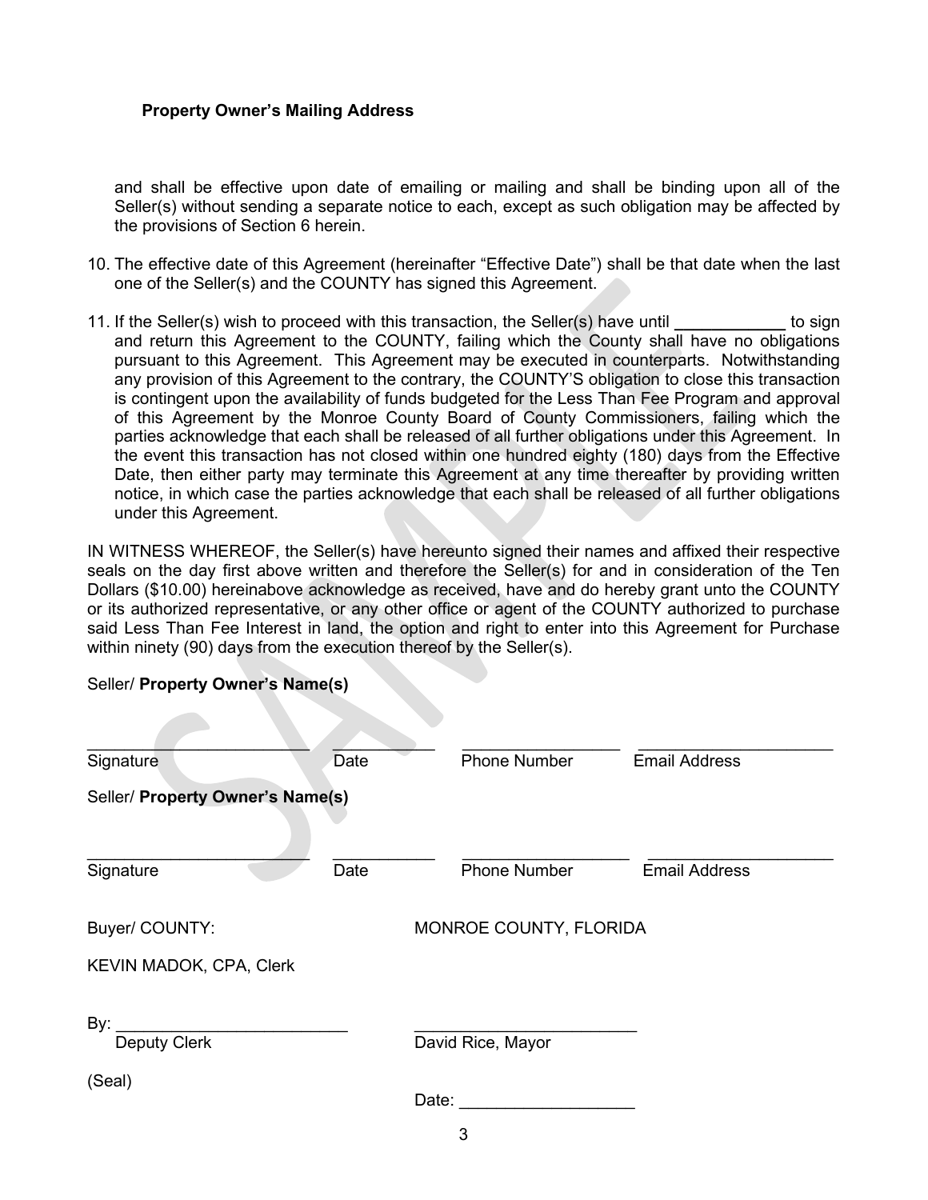**Property Owner's Mailing Address**

and shall be effective upon date of emailing or mailing and shall be binding upon all of the Seller(s) without sending a separate notice to each, except as such obligation may be affected by the provisions of Section 6 herein.

10. The effective date of this Agreement (hereinafter "Effective Date") shall be that date when the last one of the Seller(s) and the COUNTY has signed this Agreement.

11. If the Seller(s) wish to proceed with this transaction, the Seller(s) have until ____________ to sign and return this Agreement to the COUNTY, failing which the County shall have no obligations pursuant to this Agreement. This Agreement may be executed in counterparts. Notwithstanding any provision of this Agreement to the contrary, the COUNTY'S obligation to close this transaction is contingent upon the availability of funds budgeted for the Less Than Fee Program and approval of this Agreement by the Monroe County Board of County Commissioners, failing which the parties acknowledge that each shall be released of all further obligations under this Agreement. In the event this transaction has not closed within one hundred eighty (180) days from the Effective Date, then either party may terminate this Agreement at any time thereafter by providing written notice, in which case the parties acknowledge that each shall be released of all further obligations under this Agreement.

IN WITNESS WHEREOF, the Seller(s) have hereunto signed their names and affixed their respective seals on the day first above written and therefore the Seller(s) for and in consideration of the Ten Dollars ($10.00) hereinabove acknowledge as received, have and do hereby grant unto the COUNTY or its authorized representative, or any other office or agent of the COUNTY authorized to purchase said Less Than Fee Interest in land, the option and right to enter into this Agreement for Purchase within ninety (90) days from the execution thereof by the Seller(s).

Seller/ **Property Owner's Name(s)**

_________________________ ___________ _________________ ____________________
Signature Date Phone Number Email Address

Seller/ **Property Owner's Name(s)**

_________________________ ___________ _________________ ____________________
Signature Date Phone Number Email Address

Buyer/ COUNTY: MONROE COUNTY, FLORIDA

KEVIN MADOK, CPA, Clerk

By: _________________________ _________________________
Deputy Clerk David Rice, Mayor

(Seal)

Date: ___________________